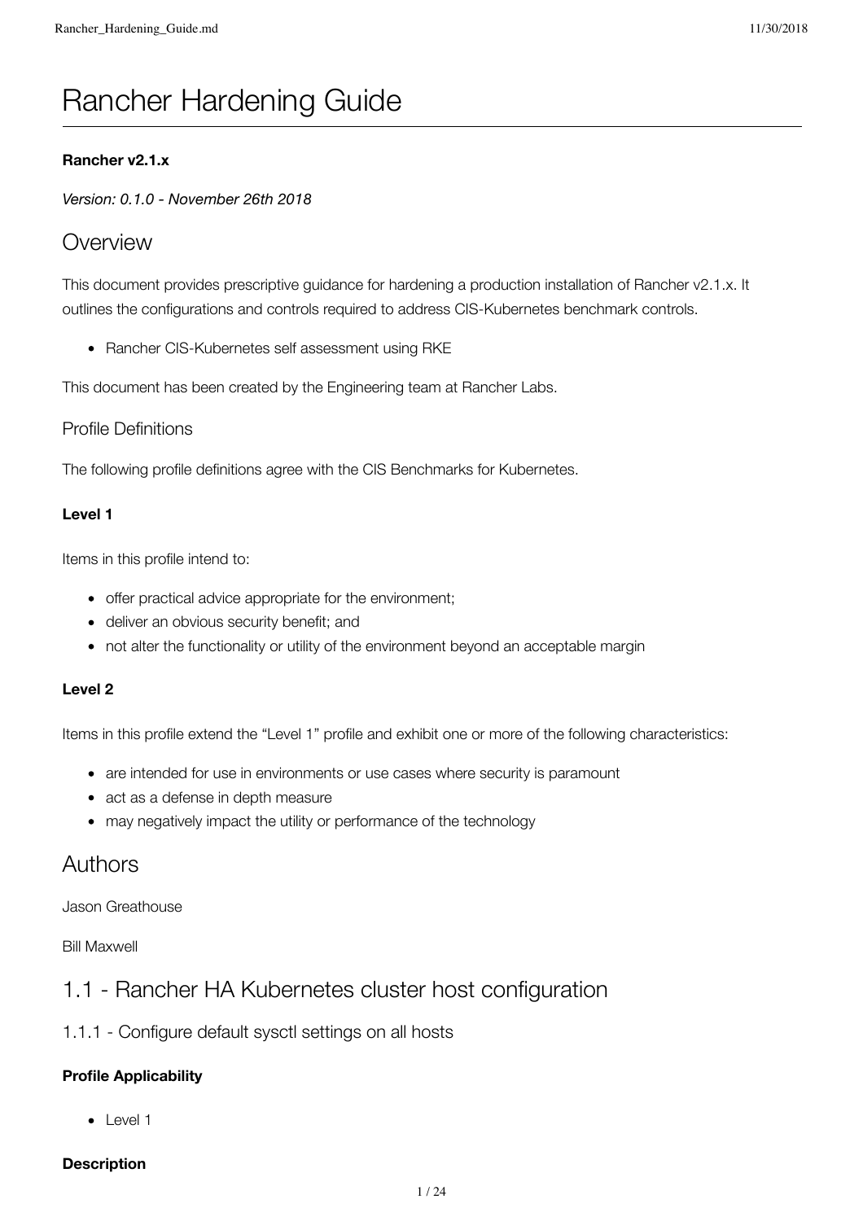# Rancher Hardening Guide

**Rancher v2.1.x**

*Version: 0.1.0 - November 26th 2018*

## Overview

This document provides prescriptive guidance for hardening a production installation of Rancher v2.1.x. It outlines the configurations and controls required to address CIS-Kubernetes benchmark controls.

- Rancher CIS-Kubernetes self assessment using RKE

This document has been created by the Engineering team at Rancher Labs.

### Profile Definitions

The following profile definitions agree with the CIS Benchmarks for Kubernetes.

#### Level 1

Items in this profile intend to:

- offer practical advice appropriate for the environment;
- deliver an obvious security benefit; and
- not alter the functionality or utility of the environment beyond an acceptable margin

#### Level 2

Items in this profile extend the "Level 1" profile and exhibit one or more of the following characteristics:

- are intended for use in environments or use cases where security is paramount
- act as a defense in depth measure
- may negatively impact the utility or performance of the technology

## Authors

Jason Greathouse

Bill Maxwell

## 1.1 - Rancher HA Kubernetes cluster host configuration

### 1.1.1 - Configure default sysctl settings on all hosts

#### Profile Applicability

- Level 1

#### Description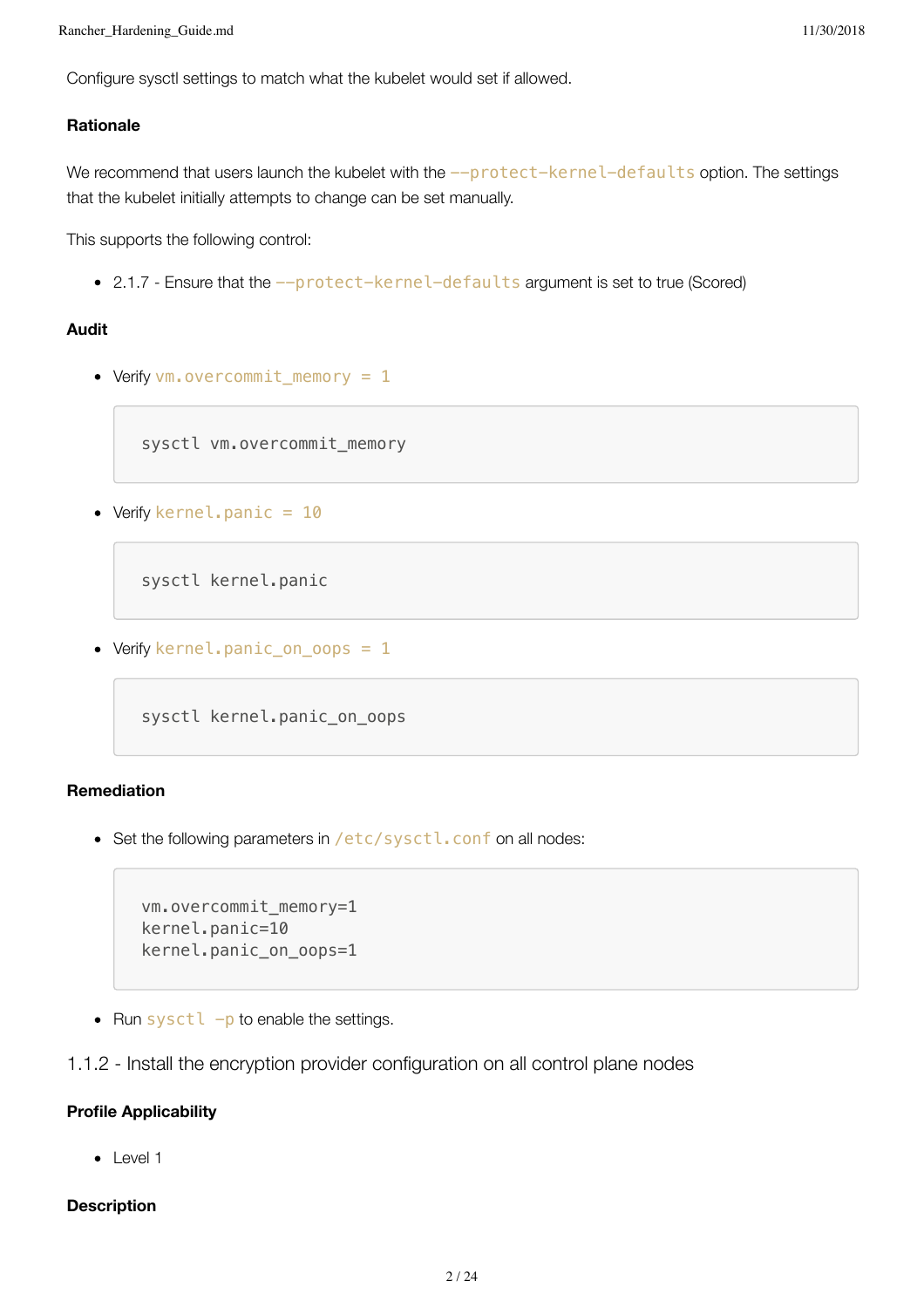Configure sysctl settings to match what the kubelet would set if allowed.

#### Rationale

We recommend that users launch the kubelet with the `--protect-kernel-defaults` option. The settings that the kubelet initially attempts to change can be set manually.

This supports the following control:

- 2.1.7 - Ensure that the `--protect-kernel-defaults` argument is set to true (Scored)

#### Audit

- Verify `vm.overcommit_memory = 1`

```
sysctl vm.overcommit_memory
```

- Verify `kernel.panic = 10`

```
sysctl kernel.panic
```

- Verify `kernel.panic_on_oops = 1`

```
sysctl kernel.panic_on_oops
```

#### Remediation

- Set the following parameters in `/etc/sysctl.conf` on all nodes:

```
vm.overcommit_memory=1
kernel.panic=10
kernel.panic_on_oops=1
```

- Run `sysctl -p` to enable the settings.

### 1.1.2 - Install the encryption provider configuration on all control plane nodes

#### Profile Applicability

- Level 1

#### Description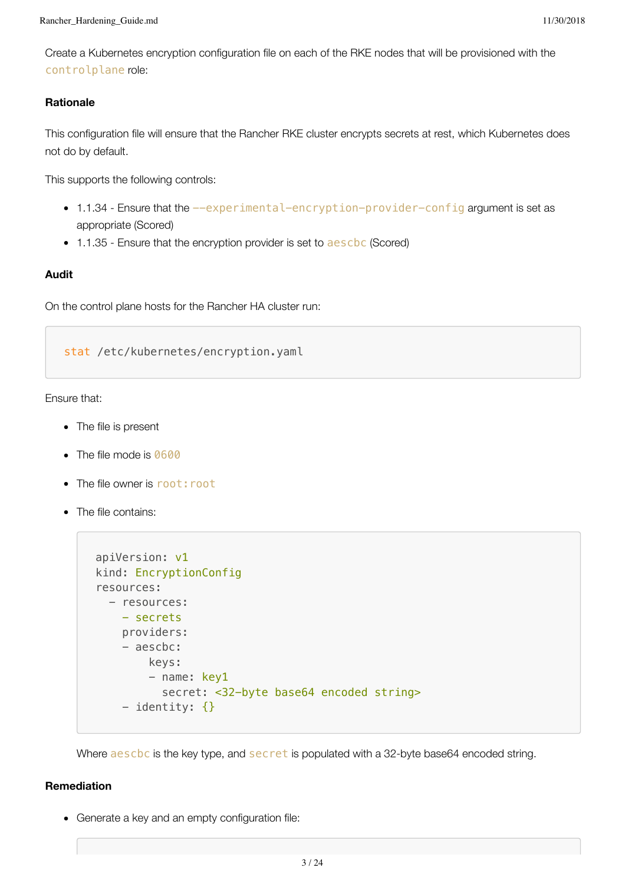Create a Kubernetes encryption configuration file on each of the RKE nodes that will be provisioned with the `controlplane` role:

#### Rationale

This configuration file will ensure that the Rancher RKE cluster encrypts secrets at rest, which Kubernetes does not do by default.

This supports the following controls:

- 1.1.34 - Ensure that the `--experimental-encryption-provider-config` argument is set as appropriate (Scored)
- 1.1.35 - Ensure that the encryption provider is set to `aescbc` (Scored)

#### Audit

On the control plane hosts for the Rancher HA cluster run:

```
stat /etc/kubernetes/encryption.yaml
```

Ensure that:

- The file is present
- The file mode is `0600`
- The file owner is `root:root`
- The file contains:

  ```
  apiVersion: v1
  kind: EncryptionConfig
  resources:
    - resources:
      - secrets
      providers:
      - aescbc:
          keys:
          - name: key1
            secret: <32-byte base64 encoded string>
      - identity: {}
  ```

  Where `aescbc` is the key type, and `secret` is populated with a 32-byte base64 encoded string.

#### Remediation

- Generate a key and an empty configuration file: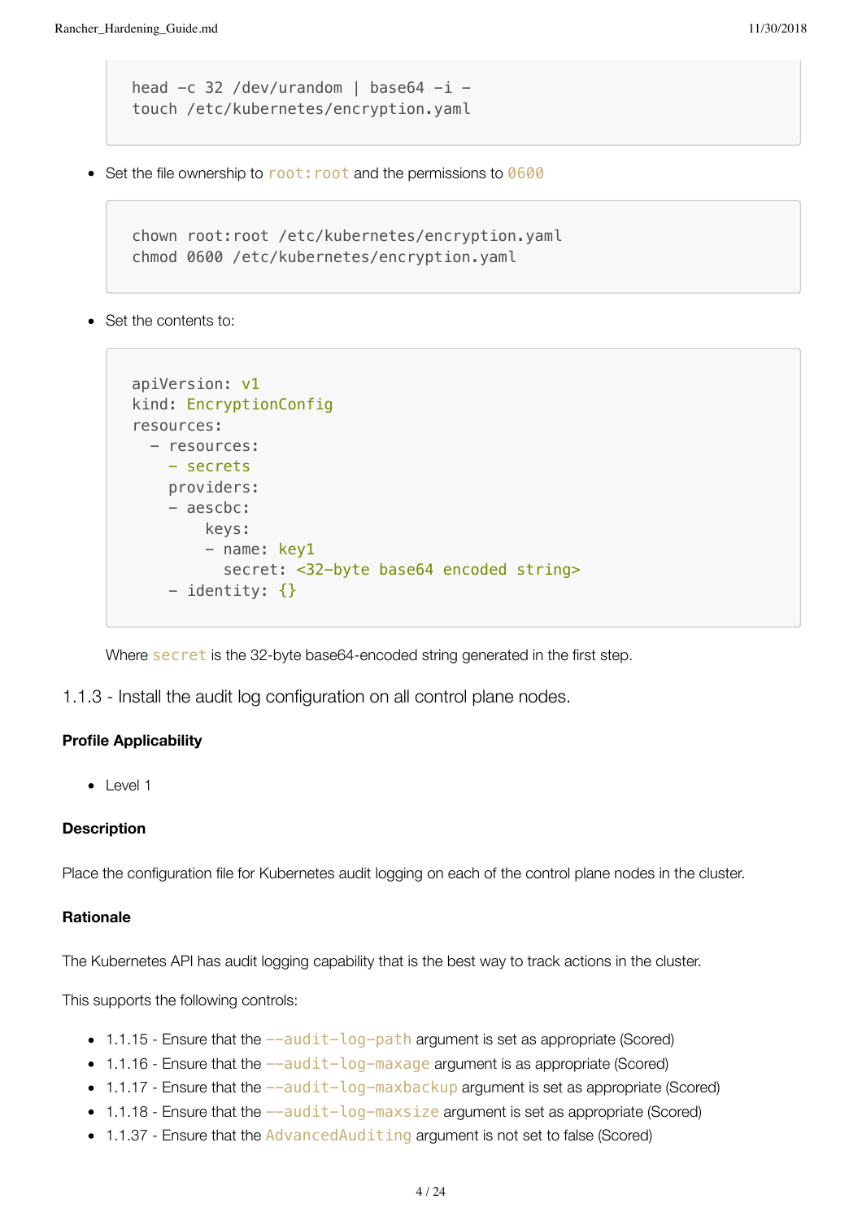```
head -c 32 /dev/urandom | base64 -i -
touch /etc/kubernetes/encryption.yaml
```

- Set the file ownership to `root:root` and the permissions to `0600`

```
chown root:root /etc/kubernetes/encryption.yaml
chmod 0600 /etc/kubernetes/encryption.yaml
```

- Set the contents to:

```
apiVersion: v1
kind: EncryptionConfig
resources:
  - resources:
    - secrets
    providers:
    - aescbc:
        keys:
        - name: key1
          secret: <32-byte base64 encoded string>
    - identity: {}
```

Where `secret` is the 32-byte base64-encoded string generated in the first step.

### 1.1.3 - Install the audit log configuration on all control plane nodes.

#### Profile Applicability

- Level 1

#### Description

Place the configuration file for Kubernetes audit logging on each of the control plane nodes in the cluster.

#### Rationale

The Kubernetes API has audit logging capability that is the best way to track actions in the cluster.

This supports the following controls:

- 1.1.15 - Ensure that the `--audit-log-path` argument is set as appropriate (Scored)
- 1.1.16 - Ensure that the `--audit-log-maxage` argument is as appropriate (Scored)
- 1.1.17 - Ensure that the `--audit-log-maxbackup` argument is set as appropriate (Scored)
- 1.1.18 - Ensure that the `--audit-log-maxsize` argument is set as appropriate (Scored)
- 1.1.37 - Ensure that the `AdvancedAuditing` argument is not set to false (Scored)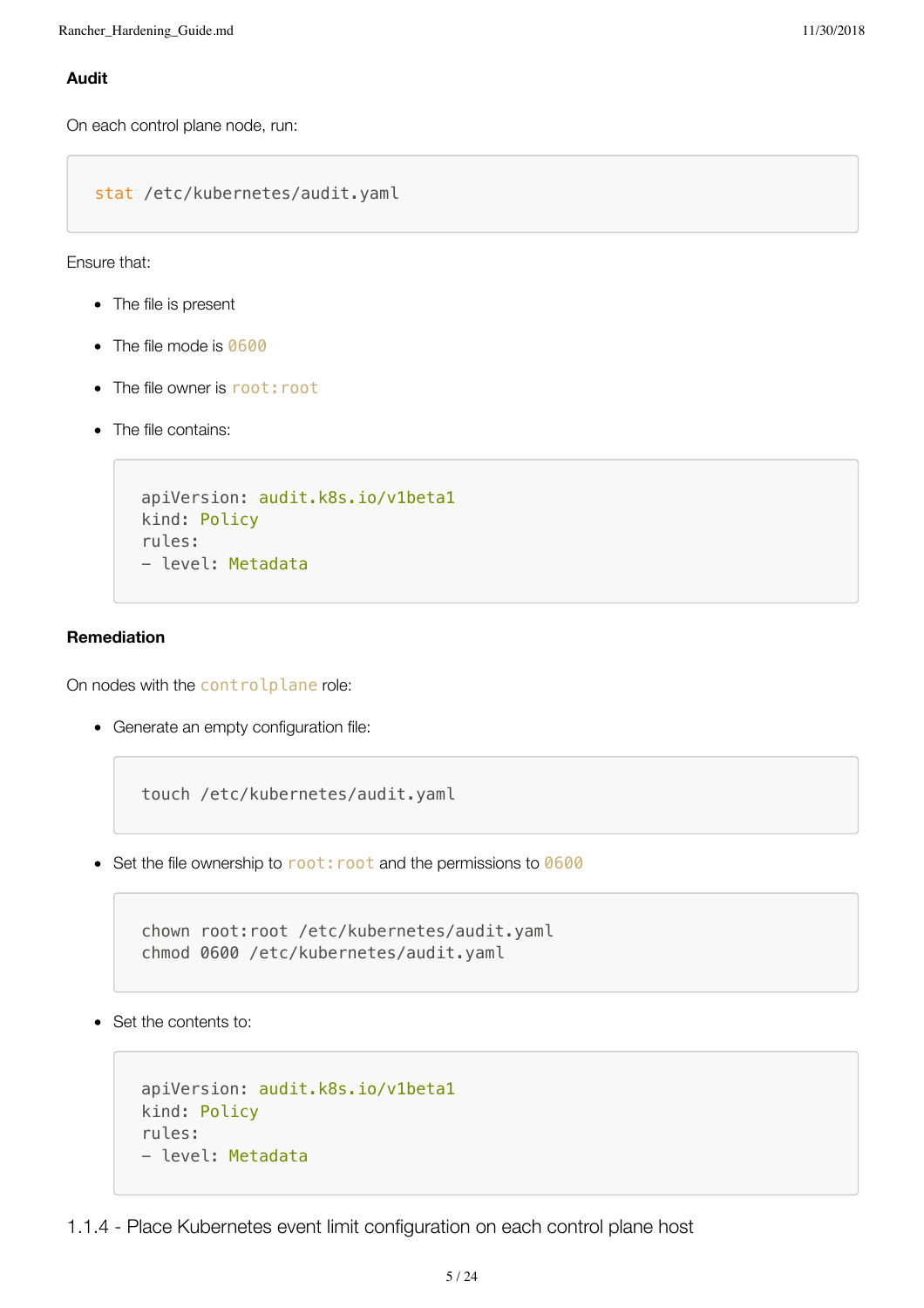#### Audit

On each control plane node, run:

```
stat /etc/kubernetes/audit.yaml
```

Ensure that:

- The file is present
- The file mode is `0600`
- The file owner is `root:root`
- The file contains:

  ```
  apiVersion: audit.k8s.io/v1beta1
  kind: Policy
  rules:
  - level: Metadata
  ```

#### Remediation

On nodes with the `controlplane` role:

- Generate an empty configuration file:

  ```
  touch /etc/kubernetes/audit.yaml
  ```

- Set the file ownership to `root:root` and the permissions to `0600`

  ```
  chown root:root /etc/kubernetes/audit.yaml
  chmod 0600 /etc/kubernetes/audit.yaml
  ```

- Set the contents to:

  ```
  apiVersion: audit.k8s.io/v1beta1
  kind: Policy
  rules:
  - level: Metadata
  ```

### 1.1.4 - Place Kubernetes event limit configuration on each control plane host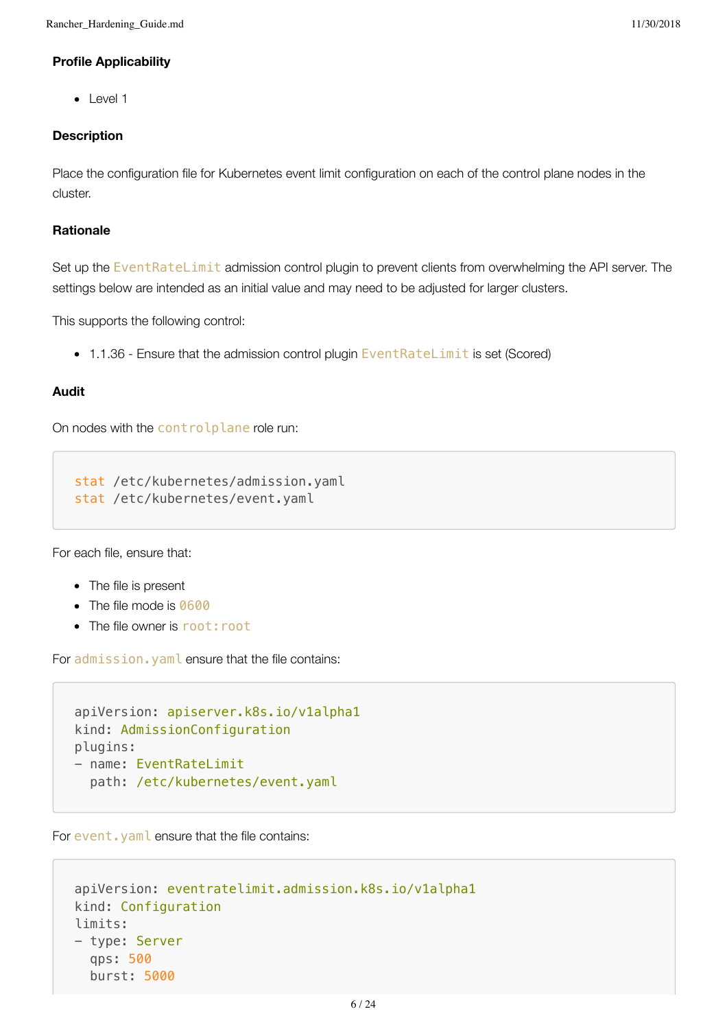#### Profile Applicability

- Level 1

#### Description

Place the configuration file for Kubernetes event limit configuration on each of the control plane nodes in the cluster.

#### Rationale

Set up the `EventRateLimit` admission control plugin to prevent clients from overwhelming the API server. The settings below are intended as an initial value and may need to be adjusted for larger clusters.

This supports the following control:

- 1.1.36 - Ensure that the admission control plugin `EventRateLimit` is set (Scored)

#### Audit

On nodes with the `controlplane` role run:

```
stat /etc/kubernetes/admission.yaml
stat /etc/kubernetes/event.yaml
```

For each file, ensure that:

- The file is present
- The file mode is `0600`
- The file owner is `root:root`

For `admission.yaml` ensure that the file contains:

```
apiVersion: apiserver.k8s.io/v1alpha1
kind: AdmissionConfiguration
plugins:
- name: EventRateLimit
  path: /etc/kubernetes/event.yaml
```

For `event.yaml` ensure that the file contains:

```
apiVersion: eventratelimit.admission.k8s.io/v1alpha1
kind: Configuration
limits:
- type: Server
  qps: 500
  burst: 5000
```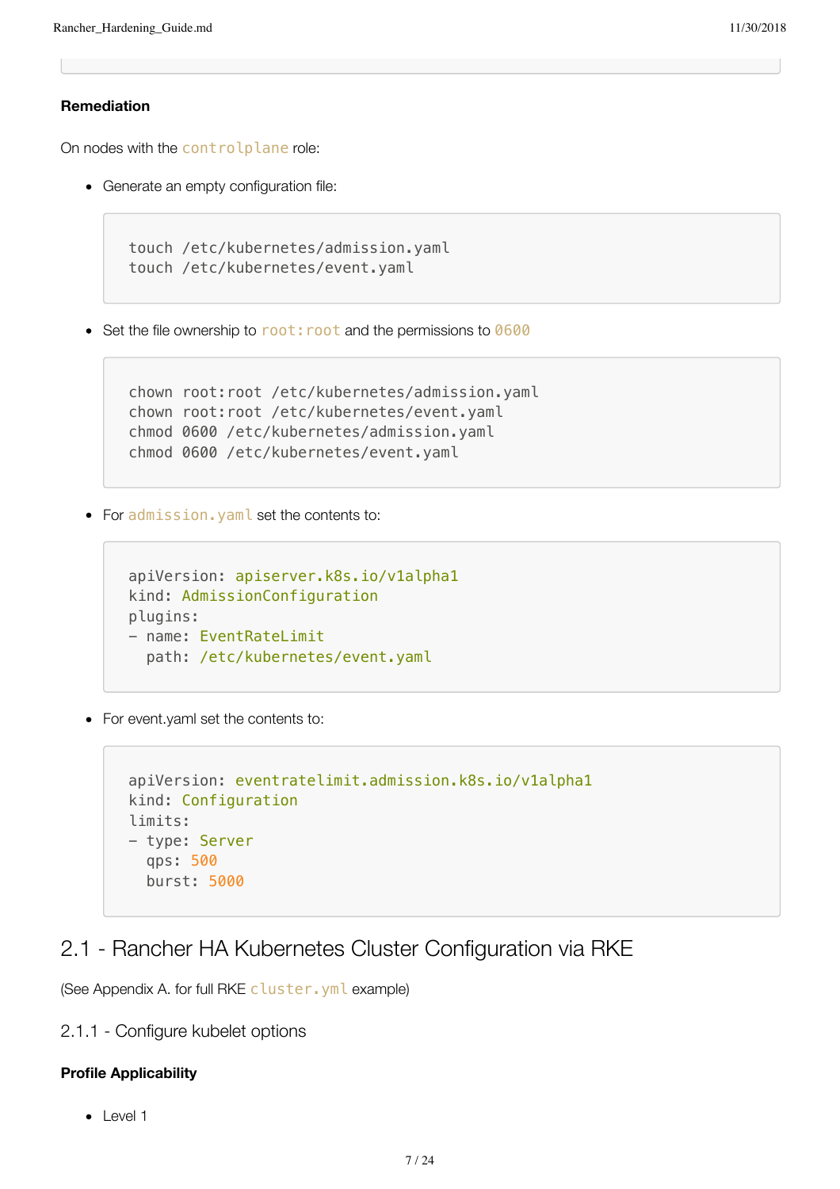#### Remediation

On nodes with the `controlplane` role:

- Generate an empty configuration file:

```
touch /etc/kubernetes/admission.yaml
touch /etc/kubernetes/event.yaml
```

- Set the file ownership to `root:root` and the permissions to `0600`

```
chown root:root /etc/kubernetes/admission.yaml
chown root:root /etc/kubernetes/event.yaml
chmod 0600 /etc/kubernetes/admission.yaml
chmod 0600 /etc/kubernetes/event.yaml
```

- For `admission.yaml` set the contents to:

```yaml
apiVersion: apiserver.k8s.io/v1alpha1
kind: AdmissionConfiguration
plugins:
- name: EventRateLimit
  path: /etc/kubernetes/event.yaml
```

- For event.yaml set the contents to:

```yaml
apiVersion: eventratelimit.admission.k8s.io/v1alpha1
kind: Configuration
limits:
- type: Server
  qps: 500
  burst: 5000
```

## 2.1 - Rancher HA Kubernetes Cluster Configuration via RKE

(See Appendix A. for full RKE `cluster.yml` example)

### 2.1.1 - Configure kubelet options

#### Profile Applicability

- Level 1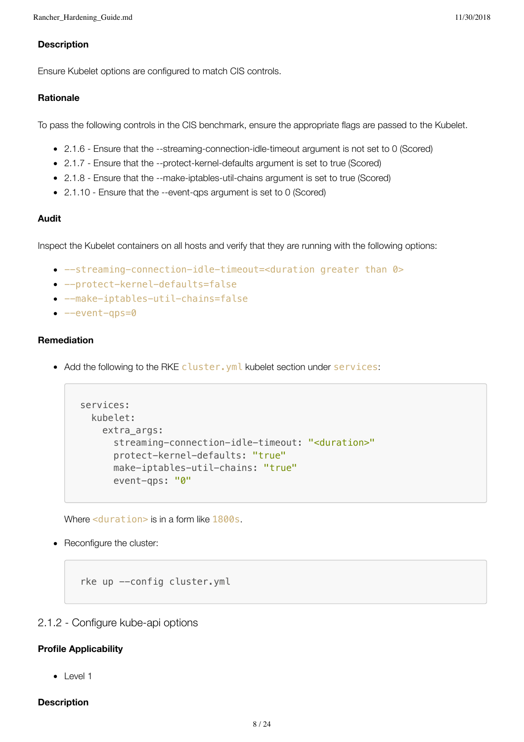#### Description

Ensure Kubelet options are configured to match CIS controls.

#### Rationale

To pass the following controls in the CIS benchmark, ensure the appropriate flags are passed to the Kubelet.

- 2.1.6 - Ensure that the --streaming-connection-idle-timeout argument is not set to 0 (Scored)
- 2.1.7 - Ensure that the --protect-kernel-defaults argument is set to true (Scored)
- 2.1.8 - Ensure that the --make-iptables-util-chains argument is set to true (Scored)
- 2.1.10 - Ensure that the --event-qps argument is set to 0 (Scored)

#### Audit

Inspect the Kubelet containers on all hosts and verify that they are running with the following options:

- `--streaming-connection-idle-timeout=<duration greater than 0>`
- `--protect-kernel-defaults=false`
- `--make-iptables-util-chains=false`
- `--event-qps=0`

#### Remediation

- Add the following to the RKE `cluster.yml` kubelet section under `services`:

  ```
  services:
    kubelet:
      extra_args:
        streaming-connection-idle-timeout: "<duration>"
        protect-kernel-defaults: "true"
        make-iptables-util-chains: "true"
        event-qps: "0"
  ```

  Where `<duration>` is in a form like `1800s`.

- Reconfigure the cluster:

  ```
  rke up --config cluster.yml
  ```

### 2.1.2 - Configure kube-api options

#### Profile Applicability

- Level 1

#### Description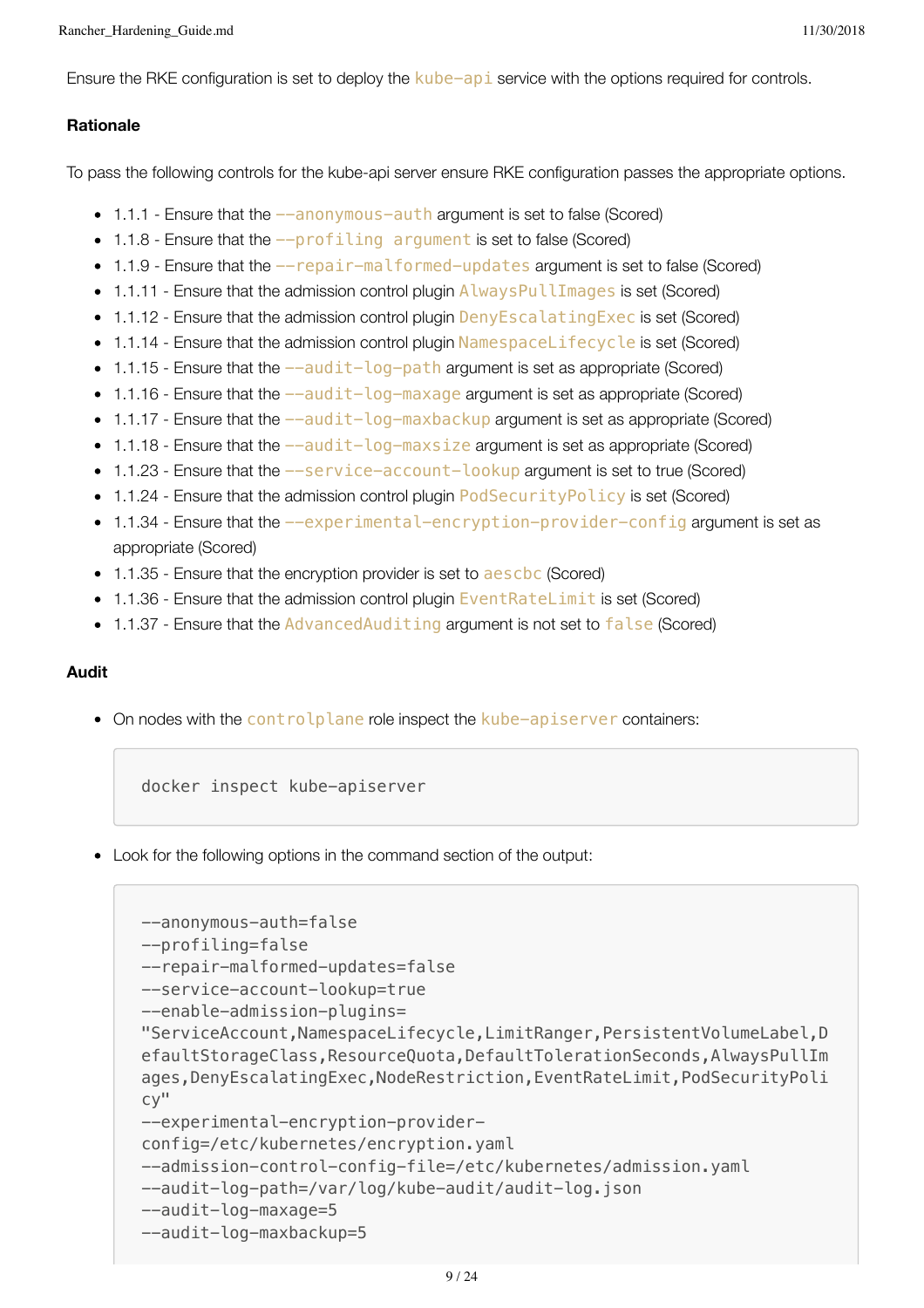Ensure the RKE configuration is set to deploy the `kube-api` service with the options required for controls.

#### Rationale

To pass the following controls for the kube-api server ensure RKE configuration passes the appropriate options.

- 1.1.1 - Ensure that the `--anonymous-auth` argument is set to false (Scored)
- 1.1.8 - Ensure that the `--profiling argument` is set to false (Scored)
- 1.1.9 - Ensure that the `--repair-malformed-updates` argument is set to false (Scored)
- 1.1.11 - Ensure that the admission control plugin `AlwaysPullImages` is set (Scored)
- 1.1.12 - Ensure that the admission control plugin `DenyEscalatingExec` is set (Scored)
- 1.1.14 - Ensure that the admission control plugin `NamespaceLifecycle` is set (Scored)
- 1.1.15 - Ensure that the `--audit-log-path` argument is set as appropriate (Scored)
- 1.1.16 - Ensure that the `--audit-log-maxage` argument is set as appropriate (Scored)
- 1.1.17 - Ensure that the `--audit-log-maxbackup` argument is set as appropriate (Scored)
- 1.1.18 - Ensure that the `--audit-log-maxsize` argument is set as appropriate (Scored)
- 1.1.23 - Ensure that the `--service-account-lookup` argument is set to true (Scored)
- 1.1.24 - Ensure that the admission control plugin `PodSecurityPolicy` is set (Scored)
- 1.1.34 - Ensure that the `--experimental-encryption-provider-config` argument is set as appropriate (Scored)
- 1.1.35 - Ensure that the encryption provider is set to `aescbc` (Scored)
- 1.1.36 - Ensure that the admission control plugin `EventRateLimit` is set (Scored)
- 1.1.37 - Ensure that the `AdvancedAuditing` argument is not set to `false` (Scored)

#### Audit

- On nodes with the `controlplane` role inspect the `kube-apiserver` containers:

```
docker inspect kube-apiserver
```

- Look for the following options in the command section of the output:

```
--anonymous-auth=false
--profiling=false
--repair-malformed-updates=false
--service-account-lookup=true
--enable-admission-plugins=
"ServiceAccount,NamespaceLifecycle,LimitRanger,PersistentVolumeLabel,DefaultStorageClass,ResourceQuota,DefaultTolerationSeconds,AlwaysPullImages,DenyEscalatingExec,NodeRestriction,EventRateLimit,PodSecurityPolicy"
--experimental-encryption-provider-config=/etc/kubernetes/encryption.yaml
--admission-control-config-file=/etc/kubernetes/admission.yaml
--audit-log-path=/var/log/kube-audit/audit-log.json
--audit-log-maxage=5
--audit-log-maxbackup=5
```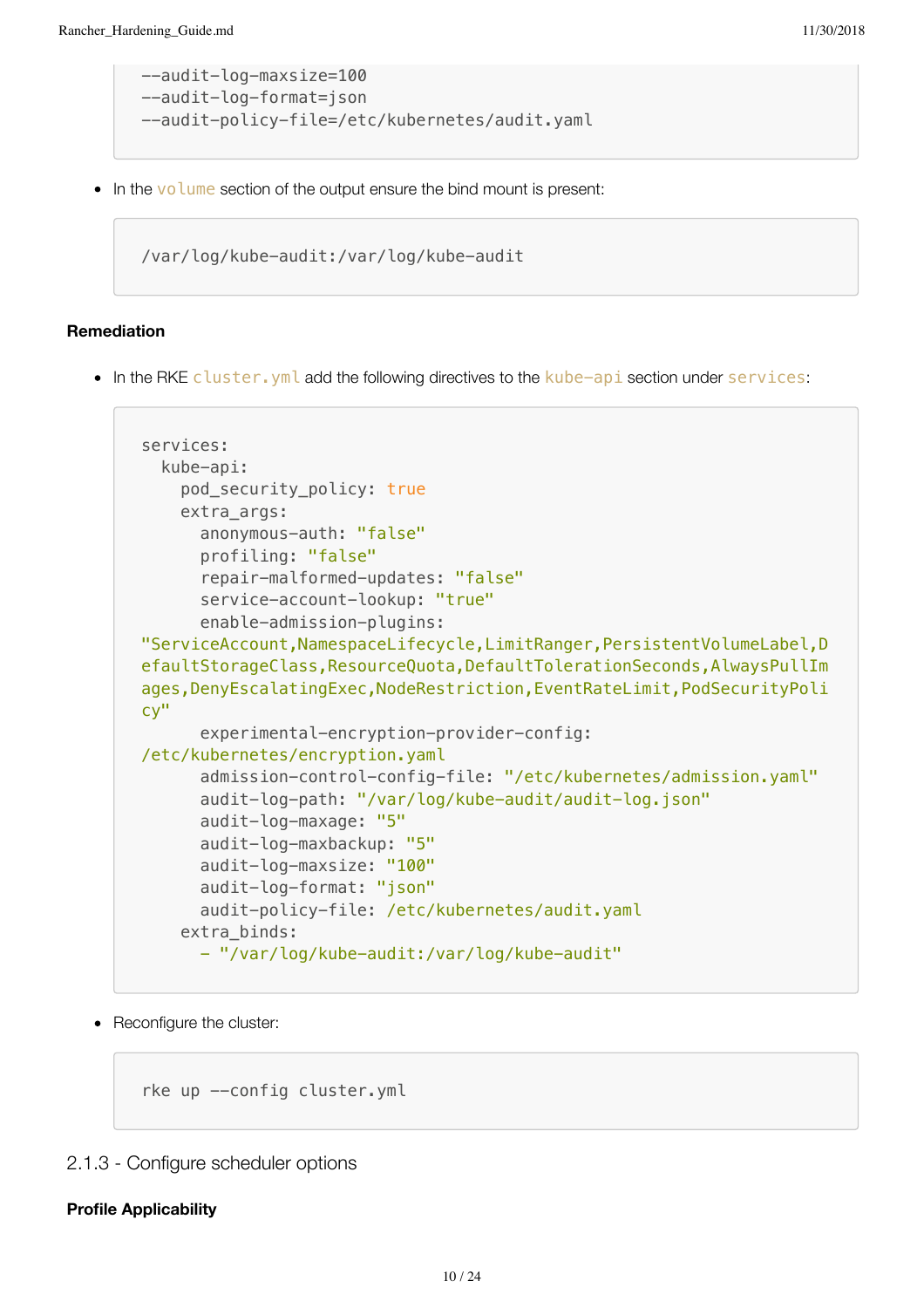```
--audit-log-maxsize=100
--audit-log-format=json
--audit-policy-file=/etc/kubernetes/audit.yaml
```

- In the `volume` section of the output ensure the bind mount is present:

```
/var/log/kube-audit:/var/log/kube-audit
```

**Remediation**

- In the RKE `cluster.yml` add the following directives to the `kube-api` section under `services`:

```
services:
  kube-api:
    pod_security_policy: true
    extra_args:
      anonymous-auth: "false"
      profiling: "false"
      repair-malformed-updates: "false"
      service-account-lookup: "true"
      enable-admission-plugins: "ServiceAccount,NamespaceLifecycle,LimitRanger,PersistentVolumeLabel,DefaultStorageClass,ResourceQuota,DefaultTolerationSeconds,AlwaysPullImages,DenyEscalatingExec,NodeRestriction,EventRateLimit,PodSecurityPolicy"
      experimental-encryption-provider-config: /etc/kubernetes/encryption.yaml
      admission-control-config-file: "/etc/kubernetes/admission.yaml"
      audit-log-path: "/var/log/kube-audit/audit-log.json"
      audit-log-maxage: "5"
      audit-log-maxbackup: "5"
      audit-log-maxsize: "100"
      audit-log-format: "json"
      audit-policy-file: /etc/kubernetes/audit.yaml
    extra_binds:
      - "/var/log/kube-audit:/var/log/kube-audit"
```

- Reconfigure the cluster:

```
rke up --config cluster.yml
```

## 2.1.3 - Configure scheduler options

**Profile Applicability**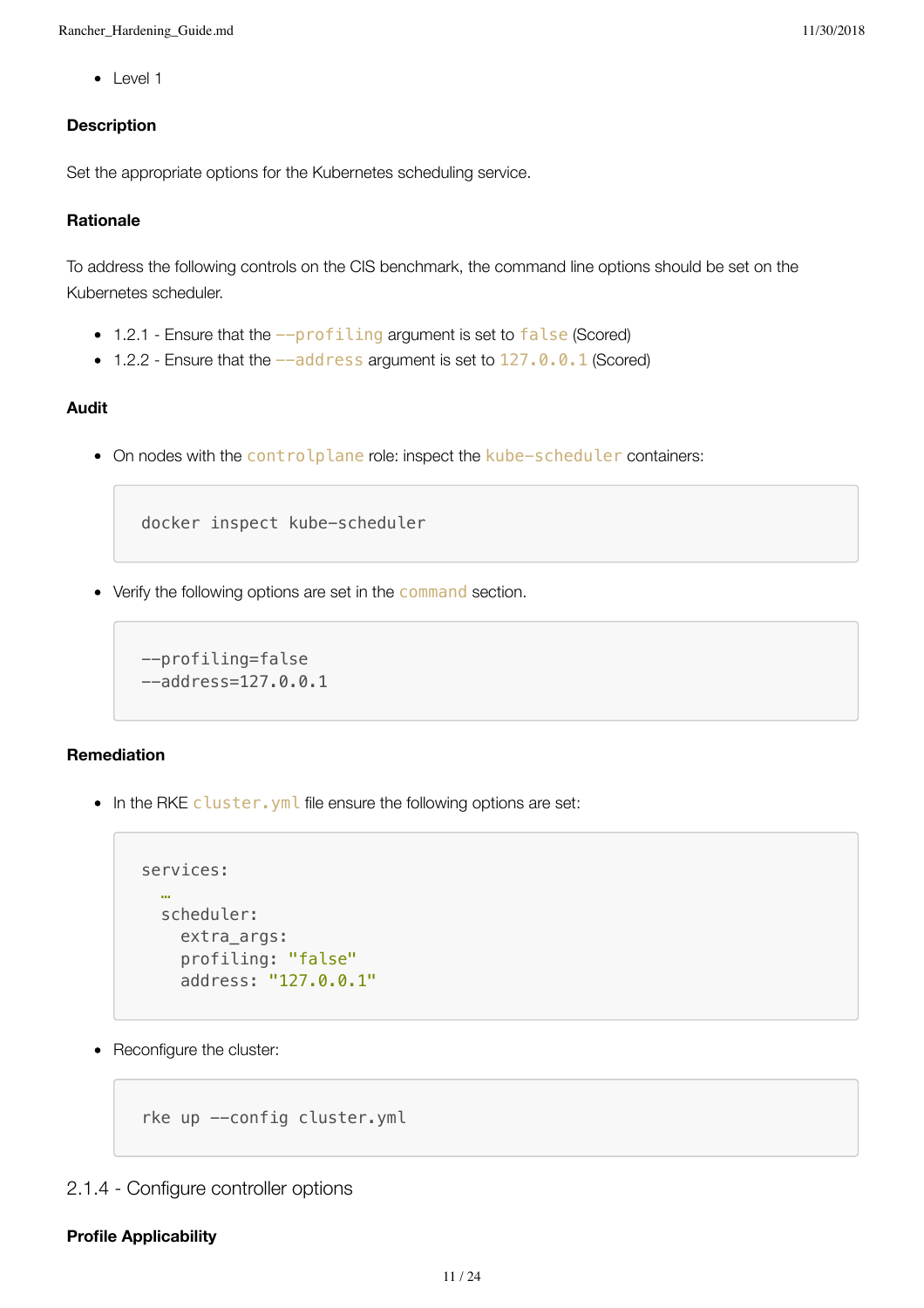- Level 1

**Description**

Set the appropriate options for the Kubernetes scheduling service.

**Rationale**

To address the following controls on the CIS benchmark, the command line options should be set on the Kubernetes scheduler.

- 1.2.1 - Ensure that the `--profiling` argument is set to `false` (Scored)
- 1.2.2 - Ensure that the `--address` argument is set to `127.0.0.1` (Scored)

**Audit**

- On nodes with the `controlplane` role: inspect the `kube-scheduler` containers:

```
docker inspect kube-scheduler
```

- Verify the following options are set in the `command` section.

```
--profiling=false
--address=127.0.0.1
```

**Remediation**

- In the RKE `cluster.yml` file ensure the following options are set:

```
services:
  …
  scheduler:
    extra_args:
    profiling: "false"
    address: "127.0.0.1"
```

- Reconfigure the cluster:

```
rke up --config cluster.yml
```

## 2.1.4 - Configure controller options

**Profile Applicability**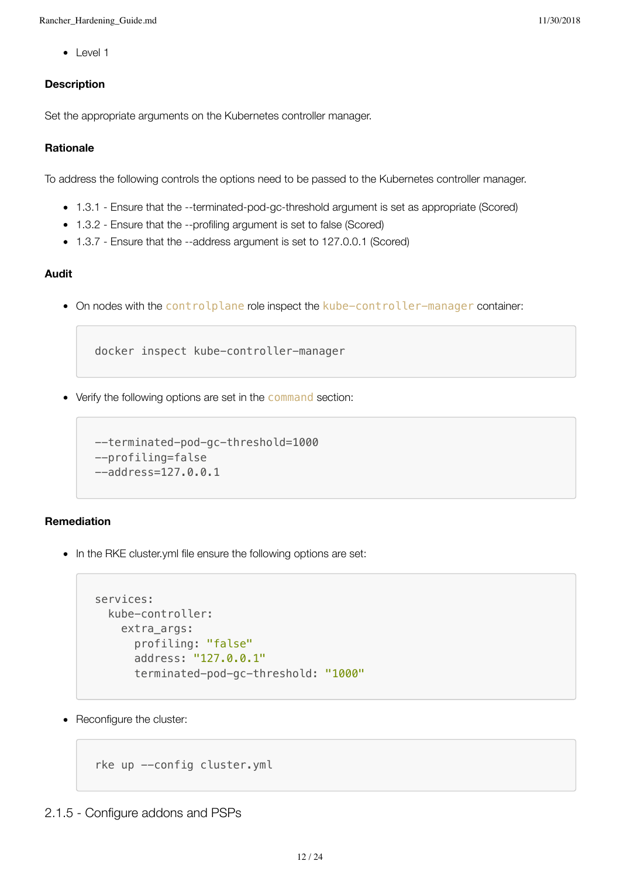- Level 1

#### Description

Set the appropriate arguments on the Kubernetes controller manager.

#### Rationale

To address the following controls the options need to be passed to the Kubernetes controller manager.

- 1.3.1 - Ensure that the --terminated-pod-gc-threshold argument is set as appropriate (Scored)
- 1.3.2 - Ensure that the --profiling argument is set to false (Scored)
- 1.3.7 - Ensure that the --address argument is set to 127.0.0.1 (Scored)

#### Audit

- On nodes with the `controlplane` role inspect the `kube-controller-manager` container:

```
docker inspect kube-controller-manager
```

- Verify the following options are set in the `command` section:

```
--terminated-pod-gc-threshold=1000
--profiling=false
--address=127.0.0.1
```

#### Remediation

- In the RKE cluster.yml file ensure the following options are set:

```yaml
services:
  kube-controller:
    extra_args:
      profiling: "false"
      address: "127.0.0.1"
      terminated-pod-gc-threshold: "1000"
```

- Reconfigure the cluster:

```
rke up --config cluster.yml
```

### 2.1.5 - Configure addons and PSPs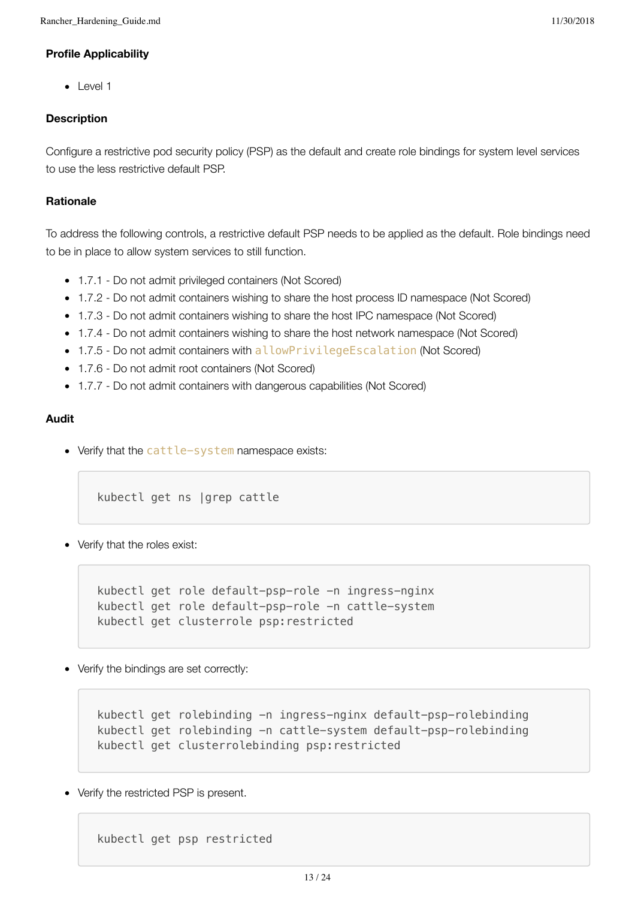#### Profile Applicability

- Level 1

#### Description

Configure a restrictive pod security policy (PSP) as the default and create role bindings for system level services to use the less restrictive default PSP.

#### Rationale

To address the following controls, a restrictive default PSP needs to be applied as the default. Role bindings need to be in place to allow system services to still function.

- 1.7.1 - Do not admit privileged containers (Not Scored)
- 1.7.2 - Do not admit containers wishing to share the host process ID namespace (Not Scored)
- 1.7.3 - Do not admit containers wishing to share the host IPC namespace (Not Scored)
- 1.7.4 - Do not admit containers wishing to share the host network namespace (Not Scored)
- 1.7.5 - Do not admit containers with `allowPrivilegeEscalation` (Not Scored)
- 1.7.6 - Do not admit root containers (Not Scored)
- 1.7.7 - Do not admit containers with dangerous capabilities (Not Scored)

#### Audit

- Verify that the `cattle-system` namespace exists:

```
kubectl get ns |grep cattle
```

- Verify that the roles exist:

```
kubectl get role default-psp-role -n ingress-nginx
kubectl get role default-psp-role -n cattle-system
kubectl get clusterrole psp:restricted
```

- Verify the bindings are set correctly:

```
kubectl get rolebinding -n ingress-nginx default-psp-rolebinding
kubectl get rolebinding -n cattle-system default-psp-rolebinding
kubectl get clusterrolebinding psp:restricted
```

- Verify the restricted PSP is present.

```
kubectl get psp restricted
```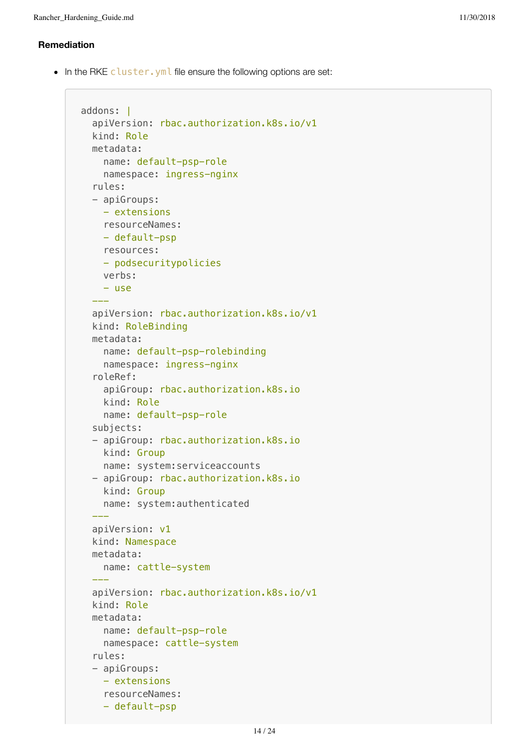#### Remediation

- In the RKE `cluster.yml` file ensure the following options are set:

```
addons: |
  apiVersion: rbac.authorization.k8s.io/v1
  kind: Role
  metadata:
    name: default-psp-role
    namespace: ingress-nginx
  rules:
  - apiGroups:
    - extensions
    resourceNames:
    - default-psp
    resources:
    - podsecuritypolicies
    verbs:
    - use
  ---
  apiVersion: rbac.authorization.k8s.io/v1
  kind: RoleBinding
  metadata:
    name: default-psp-rolebinding
    namespace: ingress-nginx
  roleRef:
    apiGroup: rbac.authorization.k8s.io
    kind: Role
    name: default-psp-role
  subjects:
  - apiGroup: rbac.authorization.k8s.io
    kind: Group
    name: system:serviceaccounts
  - apiGroup: rbac.authorization.k8s.io
    kind: Group
    name: system:authenticated
  ---
  apiVersion: v1
  kind: Namespace
  metadata:
    name: cattle-system
  ---
  apiVersion: rbac.authorization.k8s.io/v1
  kind: Role
  metadata:
    name: default-psp-role
    namespace: cattle-system
  rules:
  - apiGroups:
    - extensions
    resourceNames:
    - default-psp
```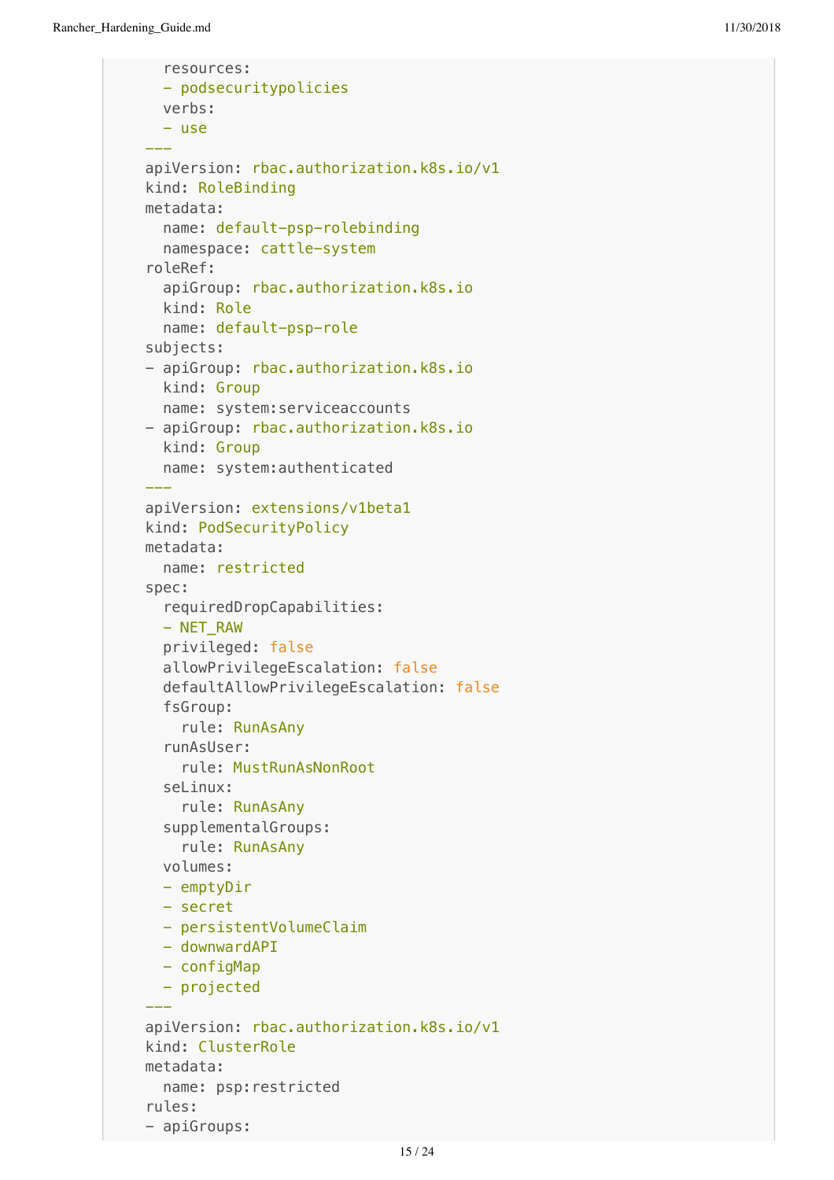```yaml
    resources:
    - podsecuritypolicies
    verbs:
    - use
---
apiVersion: rbac.authorization.k8s.io/v1
kind: RoleBinding
metadata:
  name: default-psp-rolebinding
  namespace: cattle-system
roleRef:
  apiGroup: rbac.authorization.k8s.io
  kind: Role
  name: default-psp-role
subjects:
- apiGroup: rbac.authorization.k8s.io
  kind: Group
  name: system:serviceaccounts
- apiGroup: rbac.authorization.k8s.io
  kind: Group
  name: system:authenticated
---
apiVersion: extensions/v1beta1
kind: PodSecurityPolicy
metadata:
  name: restricted
spec:
  requiredDropCapabilities:
  - NET_RAW
  privileged: false
  allowPrivilegeEscalation: false
  defaultAllowPrivilegeEscalation: false
  fsGroup:
    rule: RunAsAny
  runAsUser:
    rule: MustRunAsNonRoot
  seLinux:
    rule: RunAsAny
  supplementalGroups:
    rule: RunAsAny
  volumes:
  - emptyDir
  - secret
  - persistentVolumeClaim
  - downwardAPI
  - configMap
  - projected
---
apiVersion: rbac.authorization.k8s.io/v1
kind: ClusterRole
metadata:
  name: psp:restricted
rules:
- apiGroups:
```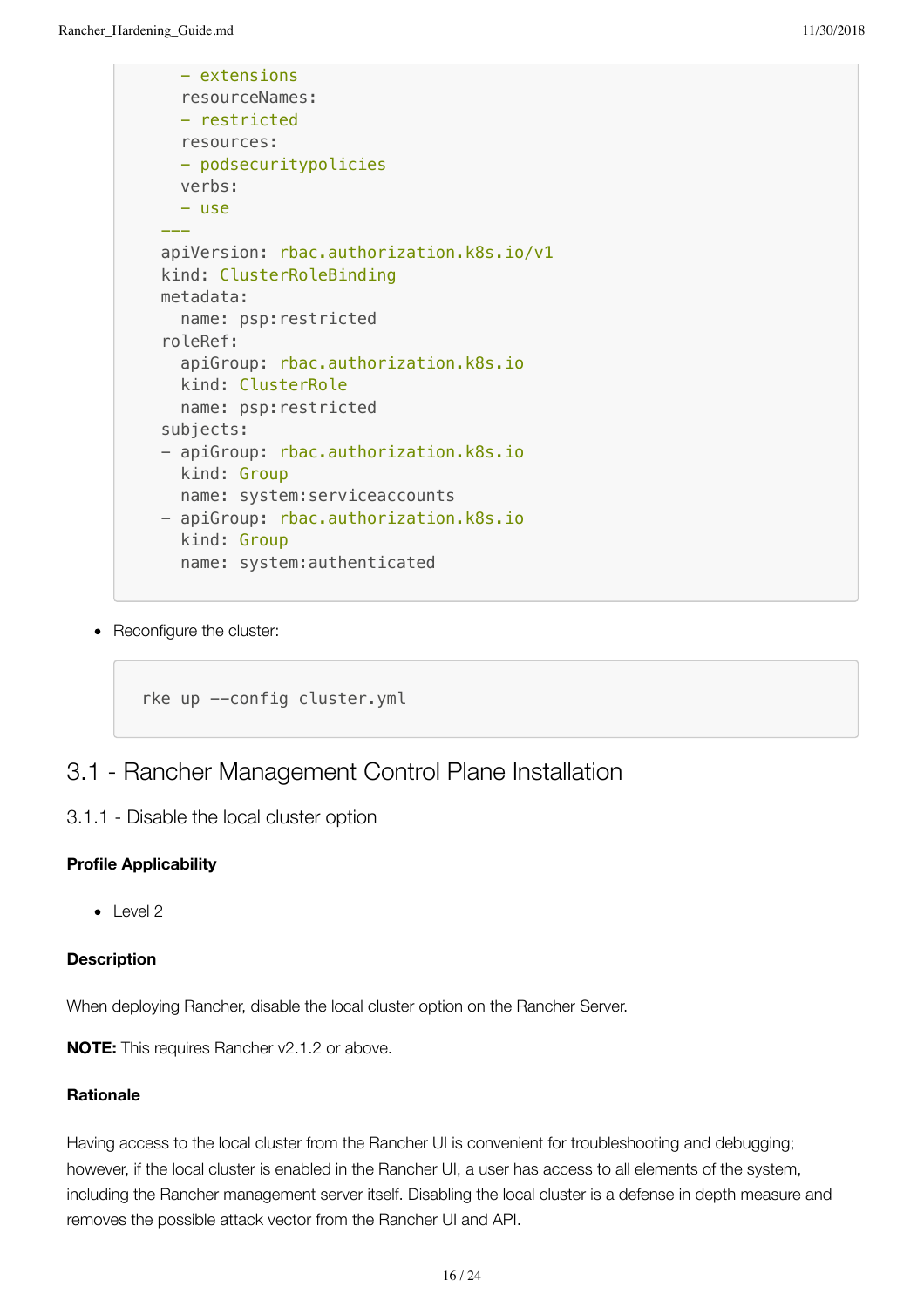```
    - extensions
    resourceNames:
    - restricted
    resources:
    - podsecuritypolicies
    verbs:
    - use
  ---
  apiVersion: rbac.authorization.k8s.io/v1
  kind: ClusterRoleBinding
  metadata:
    name: psp:restricted
  roleRef:
    apiGroup: rbac.authorization.k8s.io
    kind: ClusterRole
    name: psp:restricted
  subjects:
  - apiGroup: rbac.authorization.k8s.io
    kind: Group
    name: system:serviceaccounts
  - apiGroup: rbac.authorization.k8s.io
    kind: Group
    name: system:authenticated
```

- Reconfigure the cluster:

```
rke up --config cluster.yml
```

## 3.1 - Rancher Management Control Plane Installation

### 3.1.1 - Disable the local cluster option

**Profile Applicability**

- Level 2

**Description**

When deploying Rancher, disable the local cluster option on the Rancher Server.

**NOTE:** This requires Rancher v2.1.2 or above.

**Rationale**

Having access to the local cluster from the Rancher UI is convenient for troubleshooting and debugging; however, if the local cluster is enabled in the Rancher UI, a user has access to all elements of the system, including the Rancher management server itself. Disabling the local cluster is a defense in depth measure and removes the possible attack vector from the Rancher UI and API.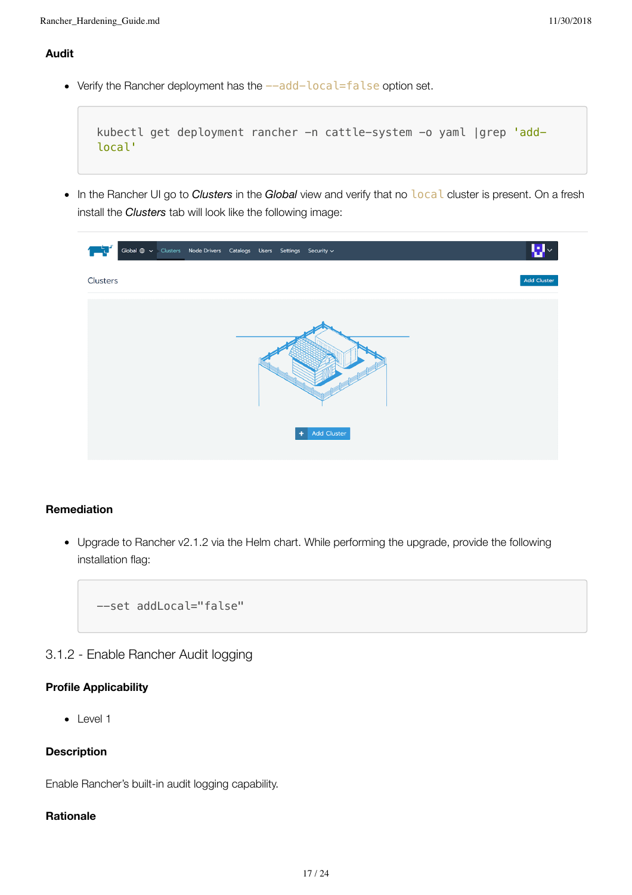#### Audit

- Verify the Rancher deployment has the `--add-local=false` option set.

```
kubectl get deployment rancher -n cattle-system -o yaml |grep 'add-local'
```

- In the Rancher UI go to *Clusters* in the *Global* view and verify that no `local` cluster is present. On a fresh install the *Clusters* tab will look like the following image:

#### Remediation

- Upgrade to Rancher v2.1.2 via the Helm chart. While performing the upgrade, provide the following installation flag:

```
--set addLocal="false"
```

### 3.1.2 - Enable Rancher Audit logging

#### Profile Applicability

- Level 1

#### Description

Enable Rancher's built-in audit logging capability.

#### Rationale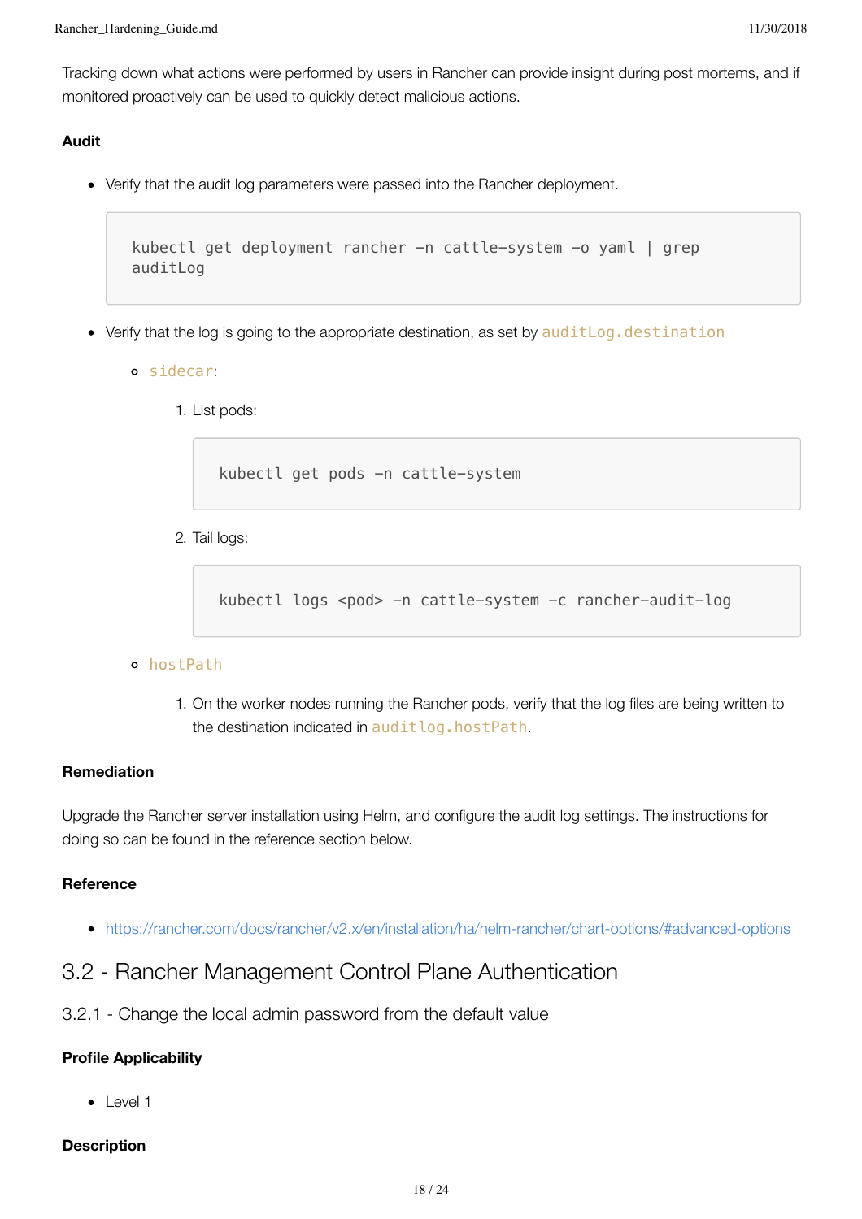Tracking down what actions were performed by users in Rancher can provide insight during post mortems, and if monitored proactively can be used to quickly detect malicious actions.

**Audit**

- Verify that the audit log parameters were passed into the Rancher deployment.

```
kubectl get deployment rancher -n cattle-system -o yaml | grep
auditLog
```

- Verify that the log is going to the appropriate destination, as set by `auditLog.destination`
    - `sidecar`:
        1. List pods:

        ```
        kubectl get pods -n cattle-system
        ```

        2. Tail logs:

        ```
        kubectl logs <pod> -n cattle-system -c rancher-audit-log
        ```

    - `hostPath`
        1. On the worker nodes running the Rancher pods, verify that the log files are being written to the destination indicated in `auditlog.hostPath`.

**Remediation**

Upgrade the Rancher server installation using Helm, and configure the audit log settings. The instructions for doing so can be found in the reference section below.

**Reference**

- https://rancher.com/docs/rancher/v2.x/en/installation/ha/helm-rancher/chart-options/#advanced-options

## 3.2 - Rancher Management Control Plane Authentication

### 3.2.1 - Change the local admin password from the default value

**Profile Applicability**

- Level 1

**Description**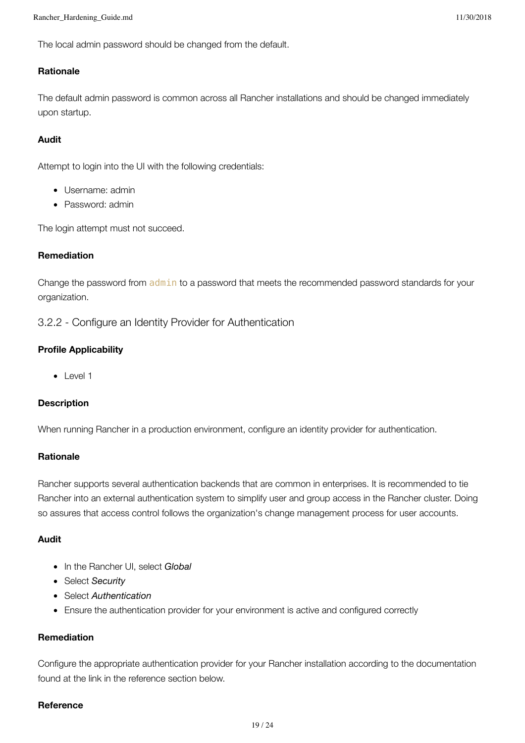The local admin password should be changed from the default.

**Rationale**

The default admin password is common across all Rancher installations and should be changed immediately upon startup.

**Audit**

Attempt to login into the UI with the following credentials:

- Username: admin
- Password: admin

The login attempt must not succeed.

**Remediation**

Change the password from `admin` to a password that meets the recommended password standards for your organization.

### 3.2.2 - Configure an Identity Provider for Authentication

**Profile Applicability**

- Level 1

**Description**

When running Rancher in a production environment, configure an identity provider for authentication.

**Rationale**

Rancher supports several authentication backends that are common in enterprises. It is recommended to tie Rancher into an external authentication system to simplify user and group access in the Rancher cluster. Doing so assures that access control follows the organization's change management process for user accounts.

**Audit**

- In the Rancher UI, select *Global*
- Select *Security*
- Select *Authentication*
- Ensure the authentication provider for your environment is active and configured correctly

**Remediation**

Configure the appropriate authentication provider for your Rancher installation according to the documentation found at the link in the reference section below.

**Reference**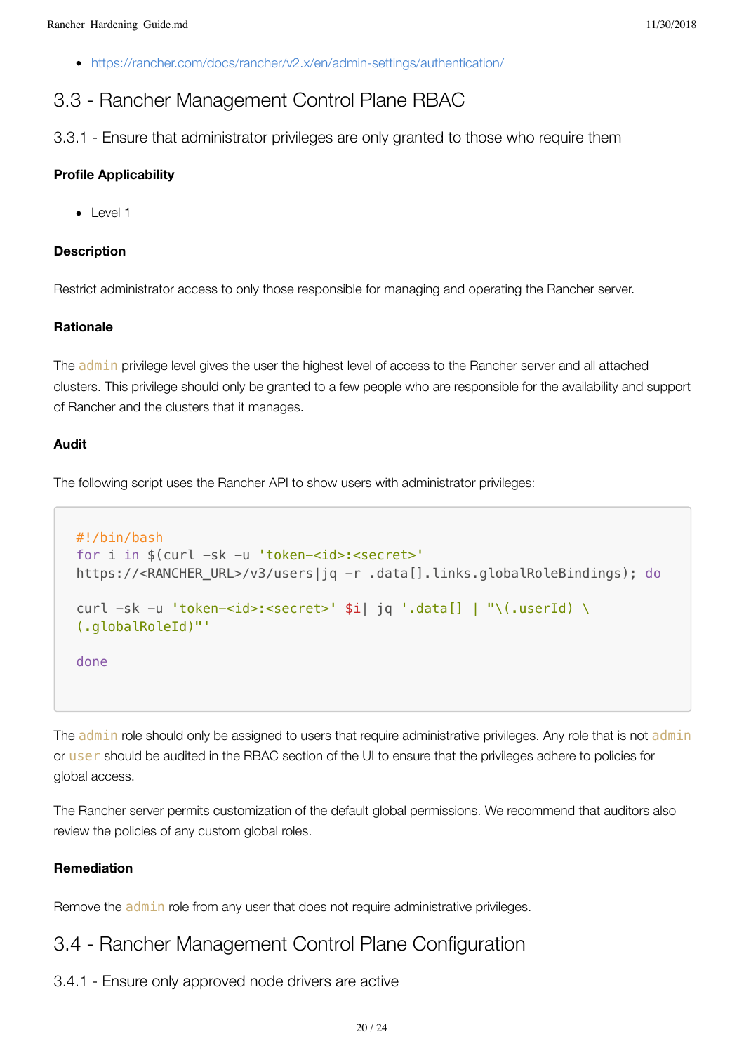- https://rancher.com/docs/rancher/v2.x/en/admin-settings/authentication/

## 3.3 - Rancher Management Control Plane RBAC

### 3.3.1 - Ensure that administrator privileges are only granted to those who require them

**Profile Applicability**

- Level 1

**Description**

Restrict administrator access to only those responsible for managing and operating the Rancher server.

**Rationale**

The `admin` privilege level gives the user the highest level of access to the Rancher server and all attached clusters. This privilege should only be granted to a few people who are responsible for the availability and support of Rancher and the clusters that it manages.

**Audit**

The following script uses the Rancher API to show users with administrator privileges:

```
#!/bin/bash
for i in $(curl -sk -u 'token-<id>:<secret>'
https://<RANCHER_URL>/v3/users|jq -r .data[].links.globalRoleBindings); do

curl -sk -u 'token-<id>:<secret>' $i| jq '.data[] | "\(.userId) \
(.globalRoleId)"'

done
```

The `admin` role should only be assigned to users that require administrative privileges. Any role that is not `admin` or `user` should be audited in the RBAC section of the UI to ensure that the privileges adhere to policies for global access.

The Rancher server permits customization of the default global permissions. We recommend that auditors also review the policies of any custom global roles.

**Remediation**

Remove the `admin` role from any user that does not require administrative privileges.

## 3.4 - Rancher Management Control Plane Configuration

### 3.4.1 - Ensure only approved node drivers are active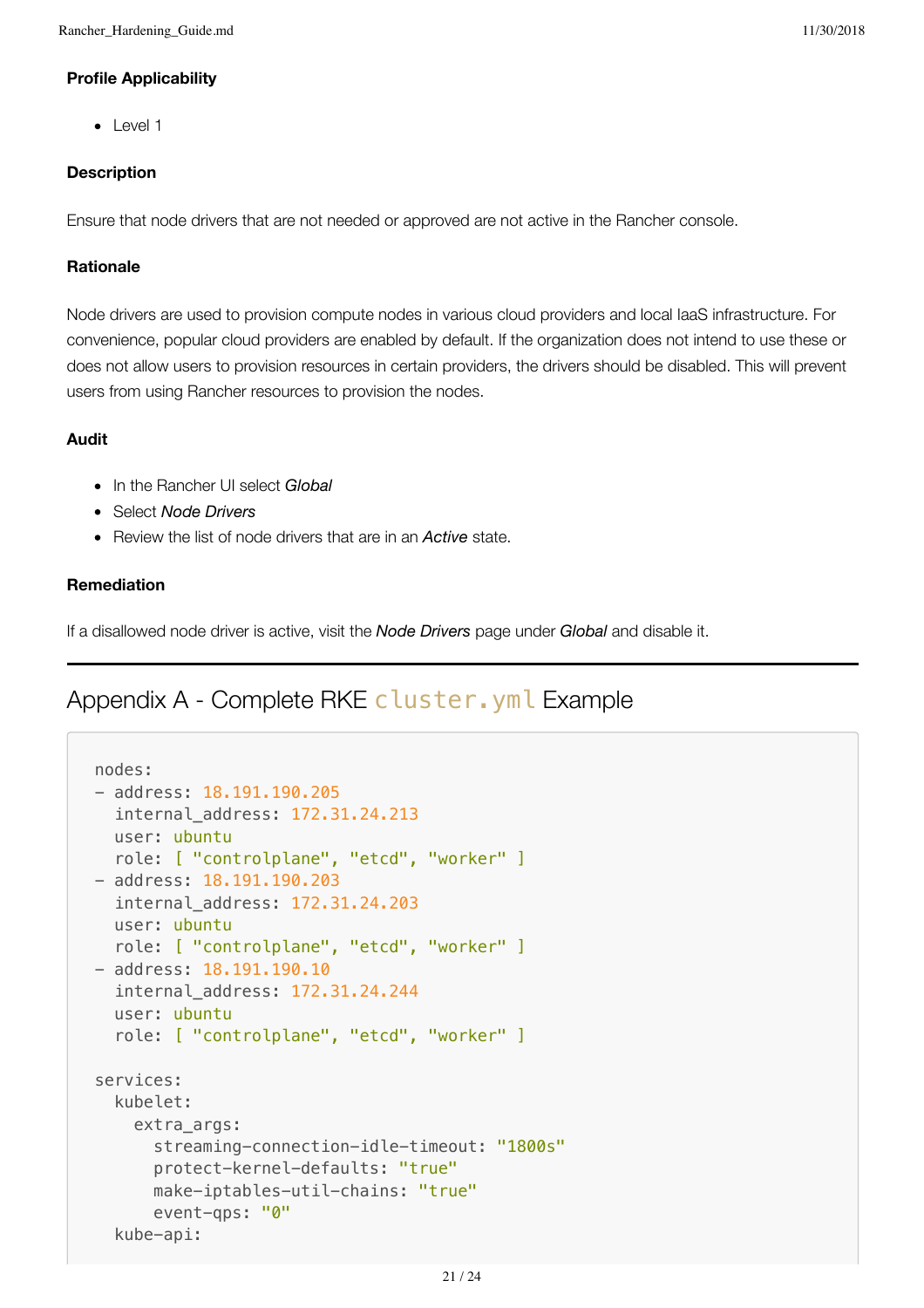#### Profile Applicability

- Level 1

#### Description

Ensure that node drivers that are not needed or approved are not active in the Rancher console.

#### Rationale

Node drivers are used to provision compute nodes in various cloud providers and local IaaS infrastructure. For convenience, popular cloud providers are enabled by default. If the organization does not intend to use these or does not allow users to provision resources in certain providers, the drivers should be disabled. This will prevent users from using Rancher resources to provision the nodes.

#### Audit

- In the Rancher UI select *Global*
- Select *Node Drivers*
- Review the list of node drivers that are in an ***Active*** state.

#### Remediation

If a disallowed node driver is active, visit the ***Node Drivers*** page under ***Global*** and disable it.

---

## Appendix A - Complete RKE `cluster.yml` Example

```
nodes:
- address: 18.191.190.205
  internal_address: 172.31.24.213
  user: ubuntu
  role: [ "controlplane", "etcd", "worker" ]
- address: 18.191.190.203
  internal_address: 172.31.24.203
  user: ubuntu
  role: [ "controlplane", "etcd", "worker" ]
- address: 18.191.190.10
  internal_address: 172.31.24.244
  user: ubuntu
  role: [ "controlplane", "etcd", "worker" ]

services:
  kubelet:
    extra_args:
      streaming-connection-idle-timeout: "1800s"
      protect-kernel-defaults: "true"
      make-iptables-util-chains: "true"
      event-qps: "0"
  kube-api:
```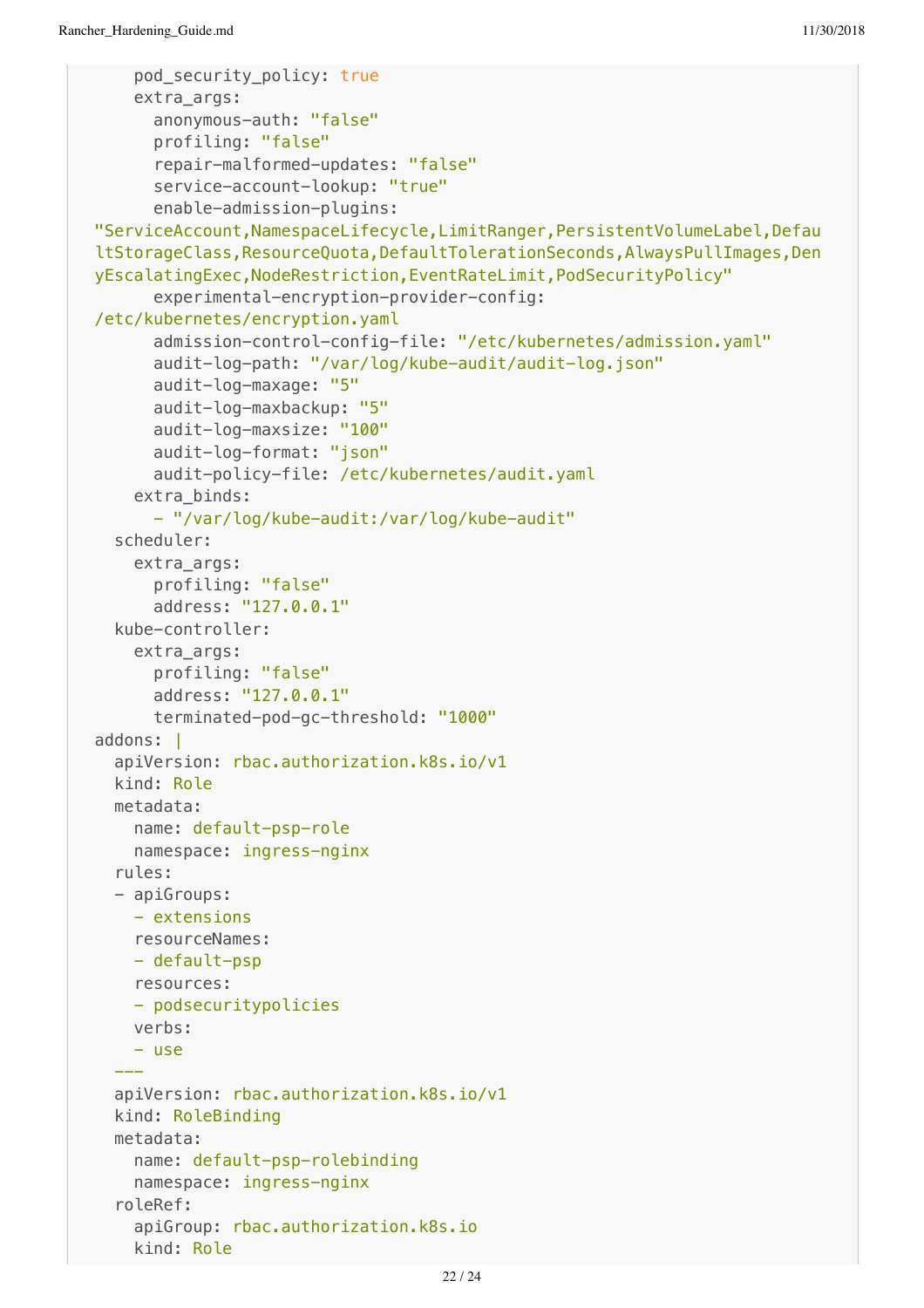```yaml
    pod_security_policy: true
    extra_args:
      anonymous-auth: "false"
      profiling: "false"
      repair-malformed-updates: "false"
      service-account-lookup: "true"
      enable-admission-plugins: "ServiceAccount,NamespaceLifecycle,LimitRanger,PersistentVolumeLabel,DefaultStorageClass,ResourceQuota,DefaultTolerationSeconds,AlwaysPullImages,DenyEscalatingExec,NodeRestriction,EventRateLimit,PodSecurityPolicy"
      experimental-encryption-provider-config: /etc/kubernetes/encryption.yaml
      admission-control-config-file: "/etc/kubernetes/admission.yaml"
      audit-log-path: "/var/log/kube-audit/audit-log.json"
      audit-log-maxage: "5"
      audit-log-maxbackup: "5"
      audit-log-maxsize: "100"
      audit-log-format: "json"
      audit-policy-file: /etc/kubernetes/audit.yaml
    extra_binds:
      - "/var/log/kube-audit:/var/log/kube-audit"
  scheduler:
    extra_args:
      profiling: "false"
      address: "127.0.0.1"
  kube-controller:
    extra_args:
      profiling: "false"
      address: "127.0.0.1"
      terminated-pod-gc-threshold: "1000"
addons: |
  apiVersion: rbac.authorization.k8s.io/v1
  kind: Role
  metadata:
    name: default-psp-role
    namespace: ingress-nginx
  rules:
  - apiGroups:
    - extensions
    resourceNames:
    - default-psp
    resources:
    - podsecuritypolicies
    verbs:
    - use
  ---
  apiVersion: rbac.authorization.k8s.io/v1
  kind: RoleBinding
  metadata:
    name: default-psp-rolebinding
    namespace: ingress-nginx
  roleRef:
    apiGroup: rbac.authorization.k8s.io
    kind: Role
```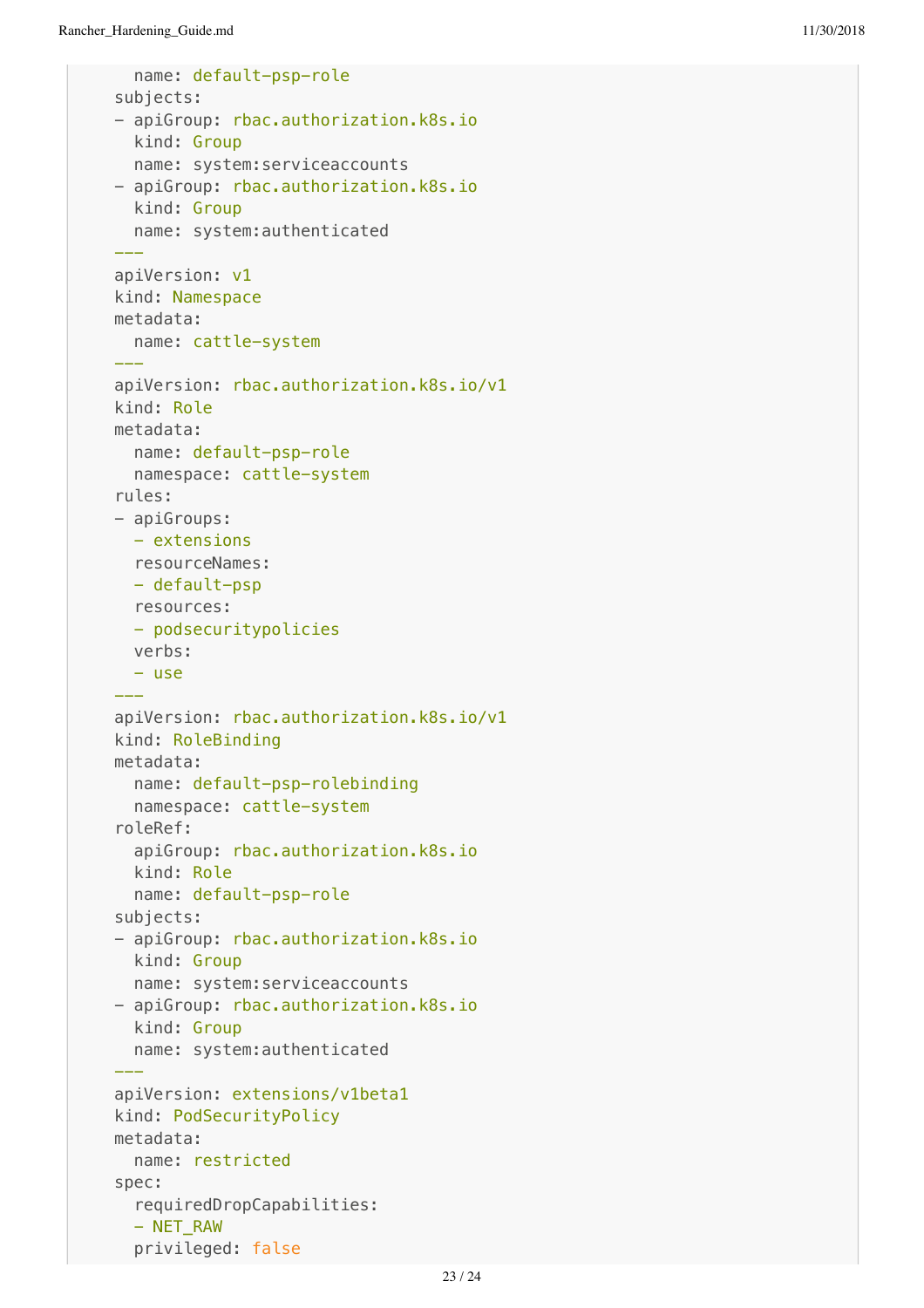```yaml
  name: default-psp-role
subjects:
- apiGroup: rbac.authorization.k8s.io
  kind: Group
  name: system:serviceaccounts
- apiGroup: rbac.authorization.k8s.io
  kind: Group
  name: system:authenticated
---
apiVersion: v1
kind: Namespace
metadata:
  name: cattle-system
---
apiVersion: rbac.authorization.k8s.io/v1
kind: Role
metadata:
  name: default-psp-role
  namespace: cattle-system
rules:
- apiGroups:
  - extensions
  resourceNames:
  - default-psp
  resources:
  - podsecuritypolicies
  verbs:
  - use
---
apiVersion: rbac.authorization.k8s.io/v1
kind: RoleBinding
metadata:
  name: default-psp-rolebinding
  namespace: cattle-system
roleRef:
  apiGroup: rbac.authorization.k8s.io
  kind: Role
  name: default-psp-role
subjects:
- apiGroup: rbac.authorization.k8s.io
  kind: Group
  name: system:serviceaccounts
- apiGroup: rbac.authorization.k8s.io
  kind: Group
  name: system:authenticated
---
apiVersion: extensions/v1beta1
kind: PodSecurityPolicy
metadata:
  name: restricted
spec:
  requiredDropCapabilities:
  - NET_RAW
  privileged: false
```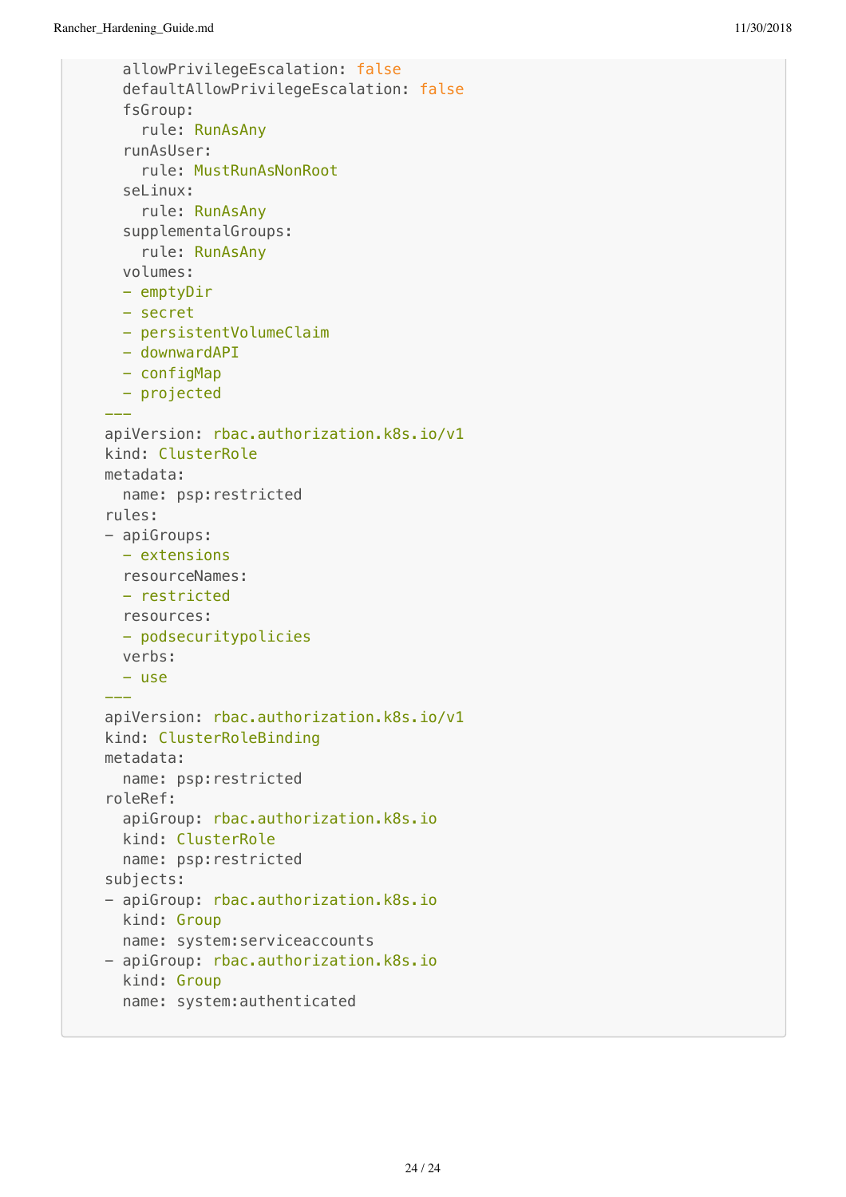```yaml
  allowPrivilegeEscalation: false
  defaultAllowPrivilegeEscalation: false
  fsGroup:
    rule: RunAsAny
  runAsUser:
    rule: MustRunAsNonRoot
  seLinux:
    rule: RunAsAny
  supplementalGroups:
    rule: RunAsAny
  volumes:
  - emptyDir
  - secret
  - persistentVolumeClaim
  - downwardAPI
  - configMap
  - projected
---
apiVersion: rbac.authorization.k8s.io/v1
kind: ClusterRole
metadata:
  name: psp:restricted
rules:
- apiGroups:
  - extensions
  resourceNames:
  - restricted
  resources:
  - podsecuritypolicies
  verbs:
  - use
---
apiVersion: rbac.authorization.k8s.io/v1
kind: ClusterRoleBinding
metadata:
  name: psp:restricted
roleRef:
  apiGroup: rbac.authorization.k8s.io
  kind: ClusterRole
  name: psp:restricted
subjects:
- apiGroup: rbac.authorization.k8s.io
  kind: Group
  name: system:serviceaccounts
- apiGroup: rbac.authorization.k8s.io
  kind: Group
  name: system:authenticated
```